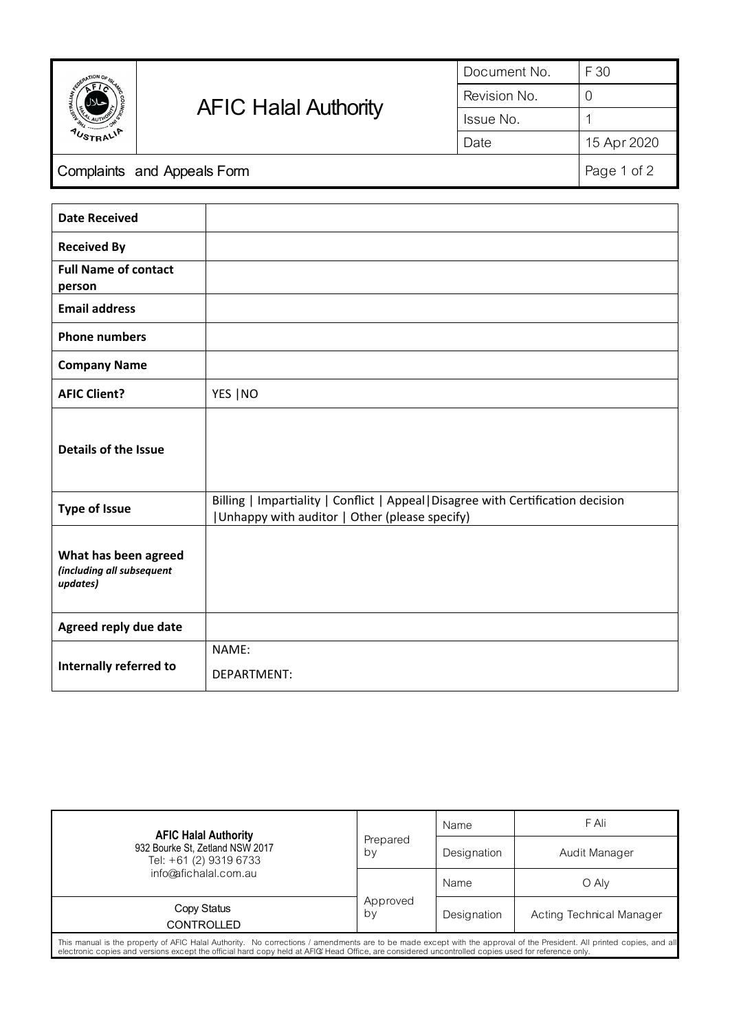| AFIC Halal Authority | | Document No. | F 30 |
|---|---|---|---|
| | | Revision No. | 0 |
| | | Issue No. | 1 |
| | | Date | 15 Apr 2020 |

## Complaints and Appeals Form

| **Date Received** | |
|---|---|
| **Received By** | |
| **Full Name of contact person** | |
| **Email address** | |
| **Phone numbers** | |
| **Company Name** | |
| **AFIC Client?** | YES \| NO |
| **Details of the Issue** | |
| **Type of Issue** | Billing \| Impartiality \| Conflict \| Appeal \| Disagree with Certification decision \| Unhappy with auditor \| Other (please specify) |
| **What has been agreed** *(including all subsequent updates)* | |
| **Agreed reply due date** | |
| **Internally referred to** | NAME:<br>DEPARTMENT: |

| **AFIC Halal Authority**<br>932 Bourke St, Zetland NSW 2017<br>Tel: +61 (2) 9319 6733<br>info@afichalal.com.au | Prepared by | Name | F Ali |
|---|---|---|---|
| | | Designation | Audit Manager |
| Copy Status<br>CONTROLLED | Approved by | Name | O Aly |
| | | Designation | Acting Technical Manager |

This manual is the property of AFIC Halal Authority. No corrections / amendments are to be made except with the approval of the President. All printed copies, and all electronic copies and versions except the official hard copy held at AFIC's Head Office, are considered uncontrolled copies used for reference only.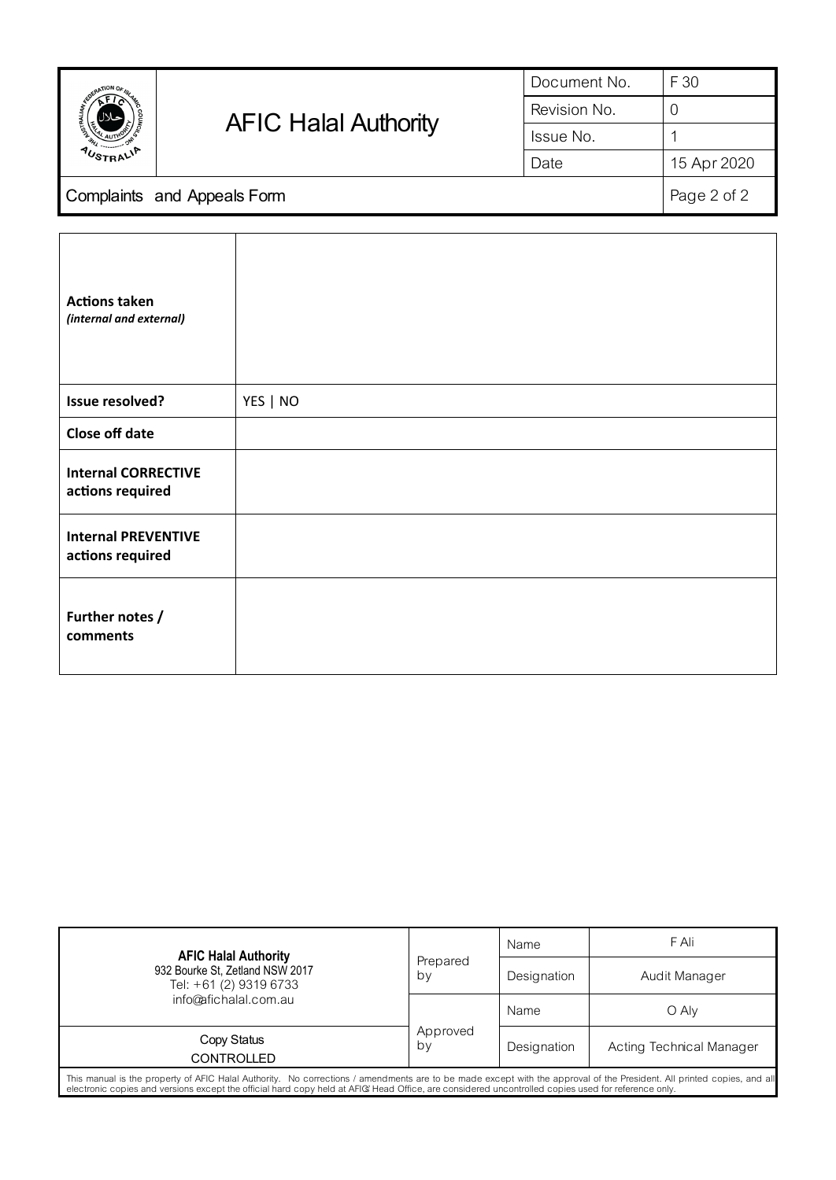| | |
|---|---|
| **Actions taken** *(internal and external)* | |
| **Issue resolved?** | YES \| NO |
| **Close off date** | |
| **Internal CORRECTIVE actions required** | |
| **Internal PREVENTIVE actions required** | |
| **Further notes / comments** | |

| | | | |
|---|---|---|---|
| **AFIC Halal Authority**<br>932 Bourke St, Zetland NSW 2017<br>Tel: +61 (2) 9319 6733<br>info@afichalal.com.au | Prepared by | Name | F Ali |
| | | Designation | Audit Manager |
| Copy Status<br>CONTROLLED | Approved by | Name | O Aly |
| | | Designation | Acting Technical Manager |

This manual is the property of AFIC Halal Authority. No corrections / amendments are to be made except with the approval of the President. All printed copies, and all electronic copies and versions except the official hard copy held at AFIC's Head Office, are considered uncontrolled copies used for reference only.